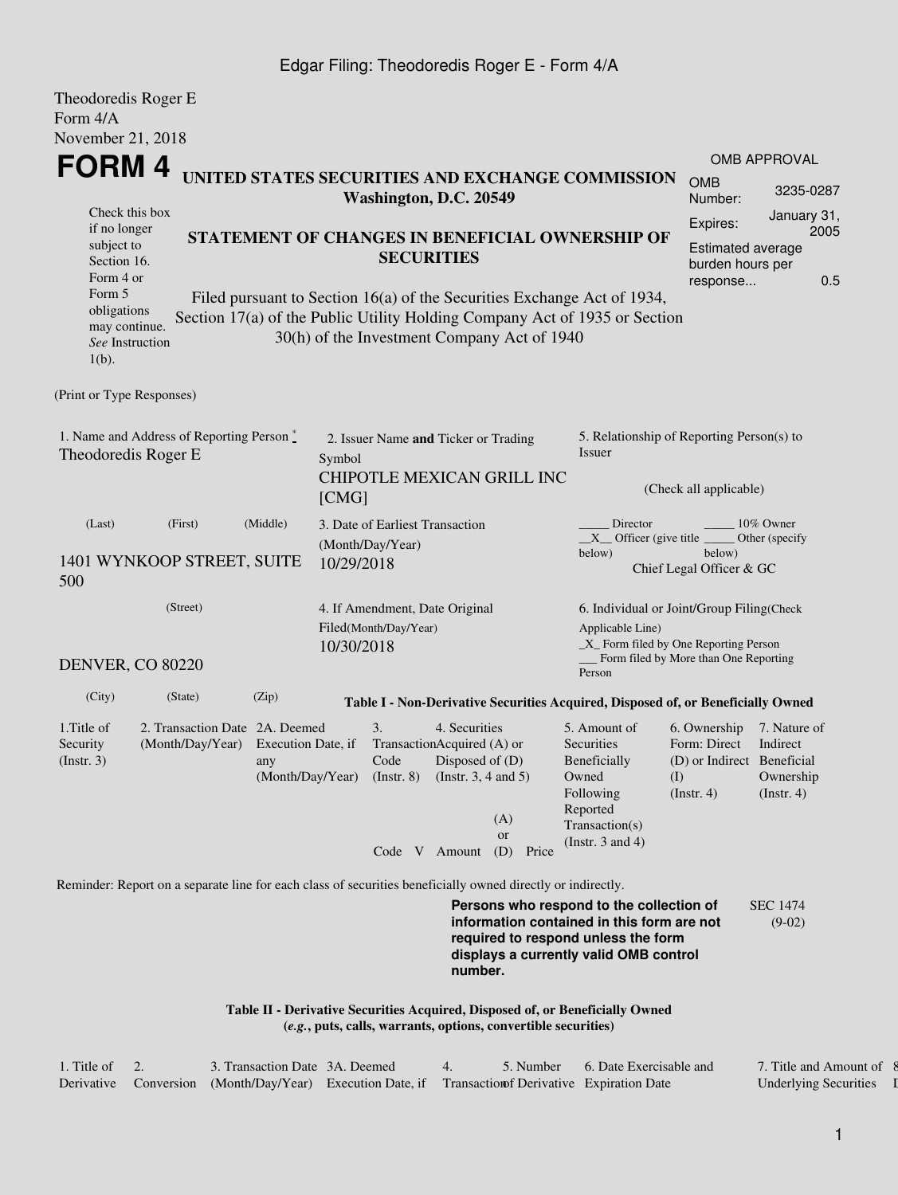Theodoredis Roger E
Form 4/A
November 21, 2018

# FORM 4

**UNITED STATES SECURITIES AND EXCHANGE COMMISSION**
**Washington, D.C. 20549**

OMB APPROVAL

| | |
|---|---|
| OMB Number: | 3235-0287 |
| Expires: | January 31, 2005 |
| Estimated average burden hours per response... | 0.5 |

Check this box if no longer subject to Section 16. Form 4 or Form 5 obligations may continue. *See* Instruction 1(b).

**STATEMENT OF CHANGES IN BENEFICIAL OWNERSHIP OF SECURITIES**

Filed pursuant to Section 16(a) of the Securities Exchange Act of 1934, Section 17(a) of the Public Utility Holding Company Act of 1935 or Section 30(h) of the Investment Company Act of 1940

(Print or Type Responses)

1. Name and Address of Reporting Person *
Theodoredis Roger E

(Last) (First) (Middle)

1401 WYNKOOP STREET, SUITE 500

(Street)

DENVER, CO 80220

(City) (State) (Zip)

2. Issuer Name **and** Ticker or Trading Symbol
CHIPOTLE MEXICAN GRILL INC [CMG]

3. Date of Earliest Transaction (Month/Day/Year)
10/29/2018

4. If Amendment, Date Original Filed(Month/Day/Year)
10/30/2018

5. Relationship of Reporting Person(s) to Issuer

(Check all applicable)

_____ Director _____ 10% Owner
__X__ Officer (give title below) _____ Other (specify below)
Chief Legal Officer & GC

6. Individual or Joint/Group Filing(Check Applicable Line)
_X_ Form filed by One Reporting Person
___ Form filed by More than One Reporting Person

**Table I - Non-Derivative Securities Acquired, Disposed of, or Beneficially Owned**

| 1.Title of Security (Instr. 3) | 2. Transaction Date (Month/Day/Year) | 2A. Deemed Execution Date, if any (Month/Day/Year) | 3. Transaction Code (Instr. 8) | | 4. Securities Acquired (A) or Disposed of (D) (Instr. 3, 4 and 5) | | | 5. Amount of Securities Beneficially Owned Following Reported Transaction(s) (Instr. 3 and 4) | 6. Ownership Form: Direct (D) or Indirect (I) (Instr. 4) | 7. Nature of Indirect Beneficial Ownership (Instr. 4) |
|---|---|---|---|---|---|---|---|---|---|---|
| | | | Code | V | Amount | (A) or (D) | Price | | | |

Reminder: Report on a separate line for each class of securities beneficially owned directly or indirectly.

**Persons who respond to the collection of information contained in this form are not required to respond unless the form displays a currently valid OMB control number.**

SEC 1474 (9-02)

**Table II - Derivative Securities Acquired, Disposed of, or Beneficially Owned**
**(*e.g.*, puts, calls, warrants, options, convertible securities)**

| 1. Title of Derivative | 2. Conversion | 3. Transaction Date (Month/Day/Year) | 3A. Deemed Execution Date, if | 4. Transaction | 5. Number of Derivative | 6. Date Exercisable and Expiration Date | 7. Title and Amount of Underlying Securities |
|---|---|---|---|---|---|---|---|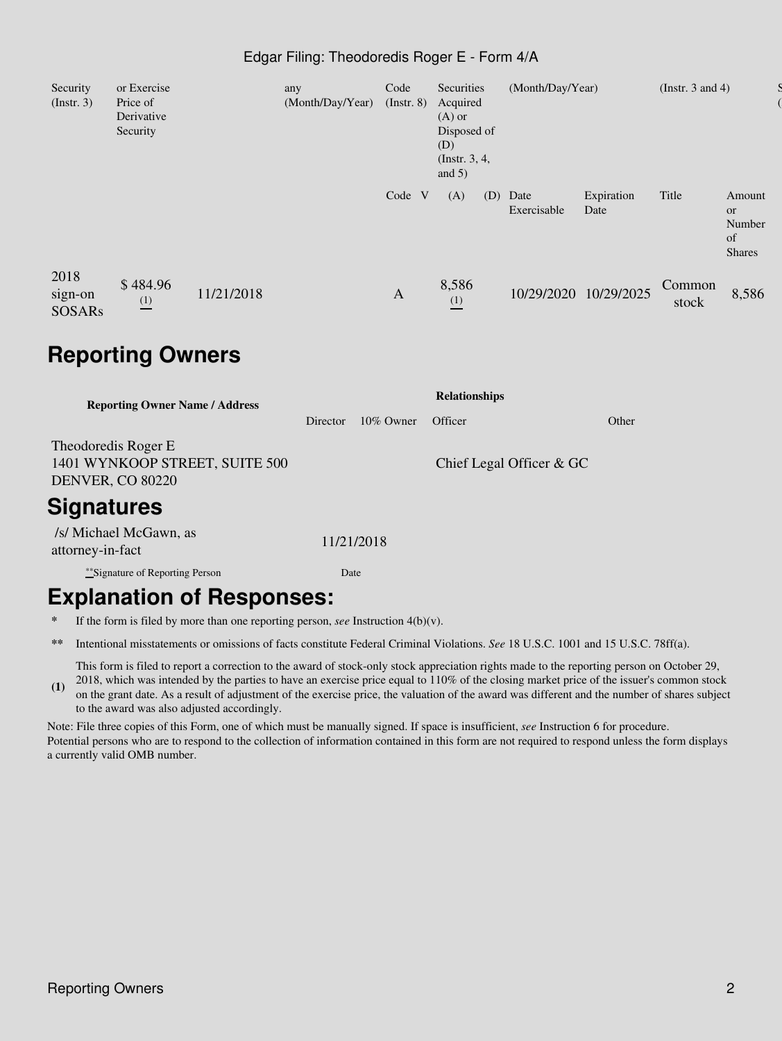| Security (Instr. 3) | or Exercise Price of Derivative Security | | any (Month/Day/Year) | Code (Instr. 8) | | Securities Acquired (A) or Disposed of (D) (Instr. 3, 4, and 5) | | (Month/Day/Year) | | (Instr. 3 and 4) | |
|---|---|---|---|---|---|---|---|---|---|---|---|
| | | | | Code | V | (A) | (D) | Date Exercisable | Expiration Date | Title | Amount or Number of Shares |
| 2018 sign-on SOSARs | $ 484.96 (1) | 11/21/2018 | | A | | 8,586 (1) | | 10/29/2020 | 10/29/2025 | Common stock | 8,586 |

# Reporting Owners

| Reporting Owner Name / Address | Relationships | | | |
|---|---|---|---|---|
| | Director | 10% Owner | Officer | Other |
| Theodoredis Roger E<br>1401 WYNKOOP STREET, SUITE 500<br>DENVER, CO 80220 | | | Chief Legal Officer & GC | |

# Signatures

| | |
|---|---|
| /s/ Michael McGawn, as attorney-in-fact | 11/21/2018 |
| **Signature of Reporting Person | Date |

# Explanation of Responses:

\* If the form is filed by more than one reporting person, *see* Instruction 4(b)(v).

** Intentional misstatements or omissions of facts constitute Federal Criminal Violations. *See* 18 U.S.C. 1001 and 15 U.S.C. 78ff(a).

**(1)** This form is filed to report a correction to the award of stock-only stock appreciation rights made to the reporting person on October 29, 2018, which was intended by the parties to have an exercise price equal to 110% of the closing market price of the issuer's common stock on the grant date. As a result of adjustment of the exercise price, the valuation of the award was different and the number of shares subject to the award was also adjusted accordingly.

Note: File three copies of this Form, one of which must be manually signed. If space is insufficient, *see* Instruction 6 for procedure.
Potential persons who are to respond to the collection of information contained in this form are not required to respond unless the form displays a currently valid OMB number.